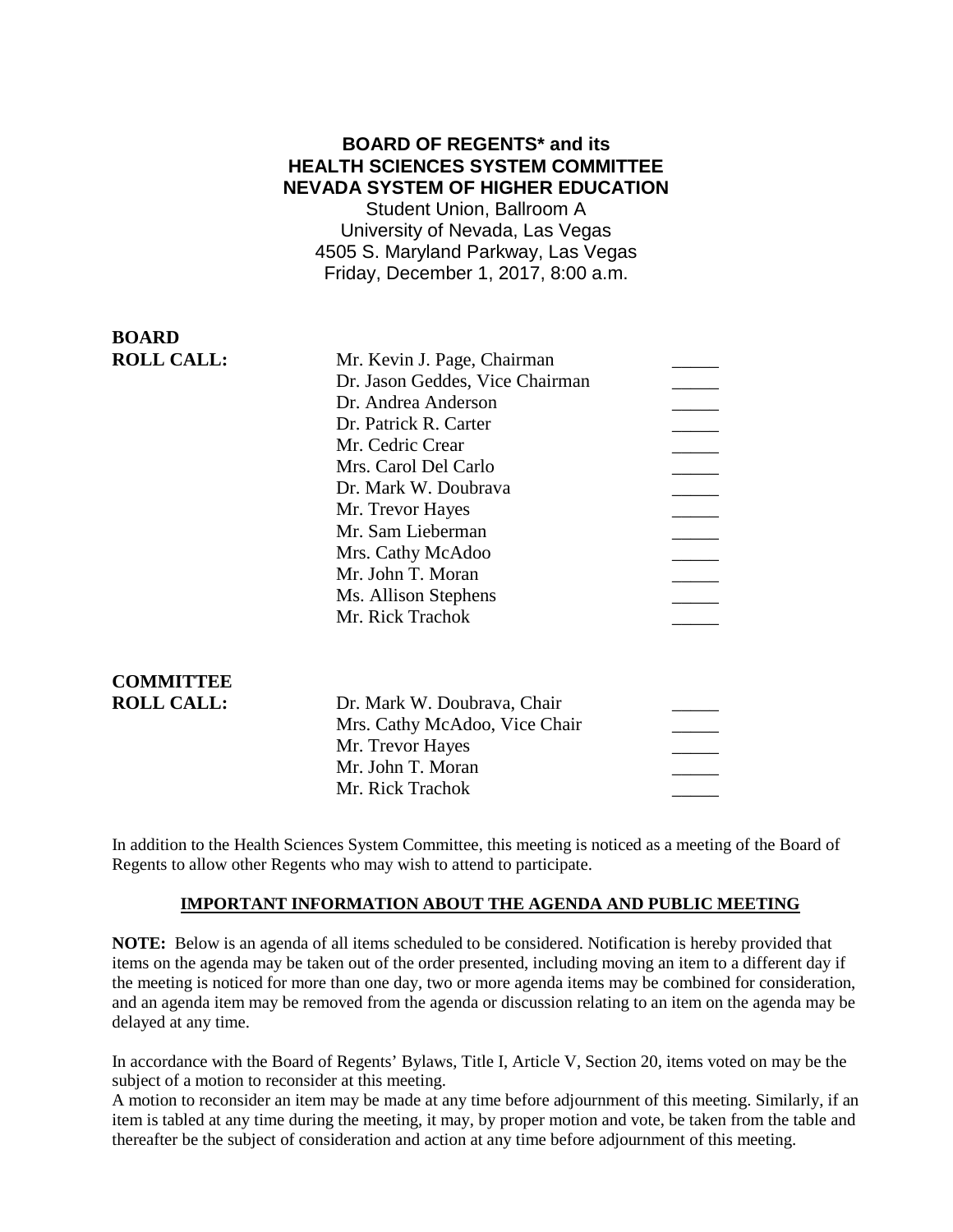# BOARD OF REGENTS* and its HEALTH SCIENCES SYSTEM COMMITTEE NEVADA SYSTEM OF HIGHER EDUCATION

Student Union, Ballroom A
University of Nevada, Las Vegas
4505 S. Maryland Parkway, Las Vegas
Friday, December 1, 2017, 8:00 a.m.

**BOARD ROLL CALL:**

| | |
|---|---|
| Mr. Kevin J. Page, Chairman | _____ |
| Dr. Jason Geddes, Vice Chairman | _____ |
| Dr. Andrea Anderson | _____ |
| Dr. Patrick R. Carter | _____ |
| Mr. Cedric Crear | _____ |
| Mrs. Carol Del Carlo | _____ |
| Dr. Mark W. Doubrava | _____ |
| Mr. Trevor Hayes | _____ |
| Mr. Sam Lieberman | _____ |
| Mrs. Cathy McAdoo | _____ |
| Mr. John T. Moran | _____ |
| Ms. Allison Stephens | _____ |
| Mr. Rick Trachok | _____ |

**COMMITTEE ROLL CALL:**

| | |
|---|---|
| Dr. Mark W. Doubrava, Chair | _____ |
| Mrs. Cathy McAdoo, Vice Chair | _____ |
| Mr. Trevor Hayes | _____ |
| Mr. John T. Moran | _____ |
| Mr. Rick Trachok | _____ |

In addition to the Health Sciences System Committee, this meeting is noticed as a meeting of the Board of Regents to allow other Regents who may wish to attend to participate.

**IMPORTANT INFORMATION ABOUT THE AGENDA AND PUBLIC MEETING**

**NOTE:** Below is an agenda of all items scheduled to be considered. Notification is hereby provided that items on the agenda may be taken out of the order presented, including moving an item to a different day if the meeting is noticed for more than one day, two or more agenda items may be combined for consideration, and an agenda item may be removed from the agenda or discussion relating to an item on the agenda may be delayed at any time.

In accordance with the Board of Regents' Bylaws, Title I, Article V, Section 20, items voted on may be the subject of a motion to reconsider at this meeting.

A motion to reconsider an item may be made at any time before adjournment of this meeting. Similarly, if an item is tabled at any time during the meeting, it may, by proper motion and vote, be taken from the table and thereafter be the subject of consideration and action at any time before adjournment of this meeting.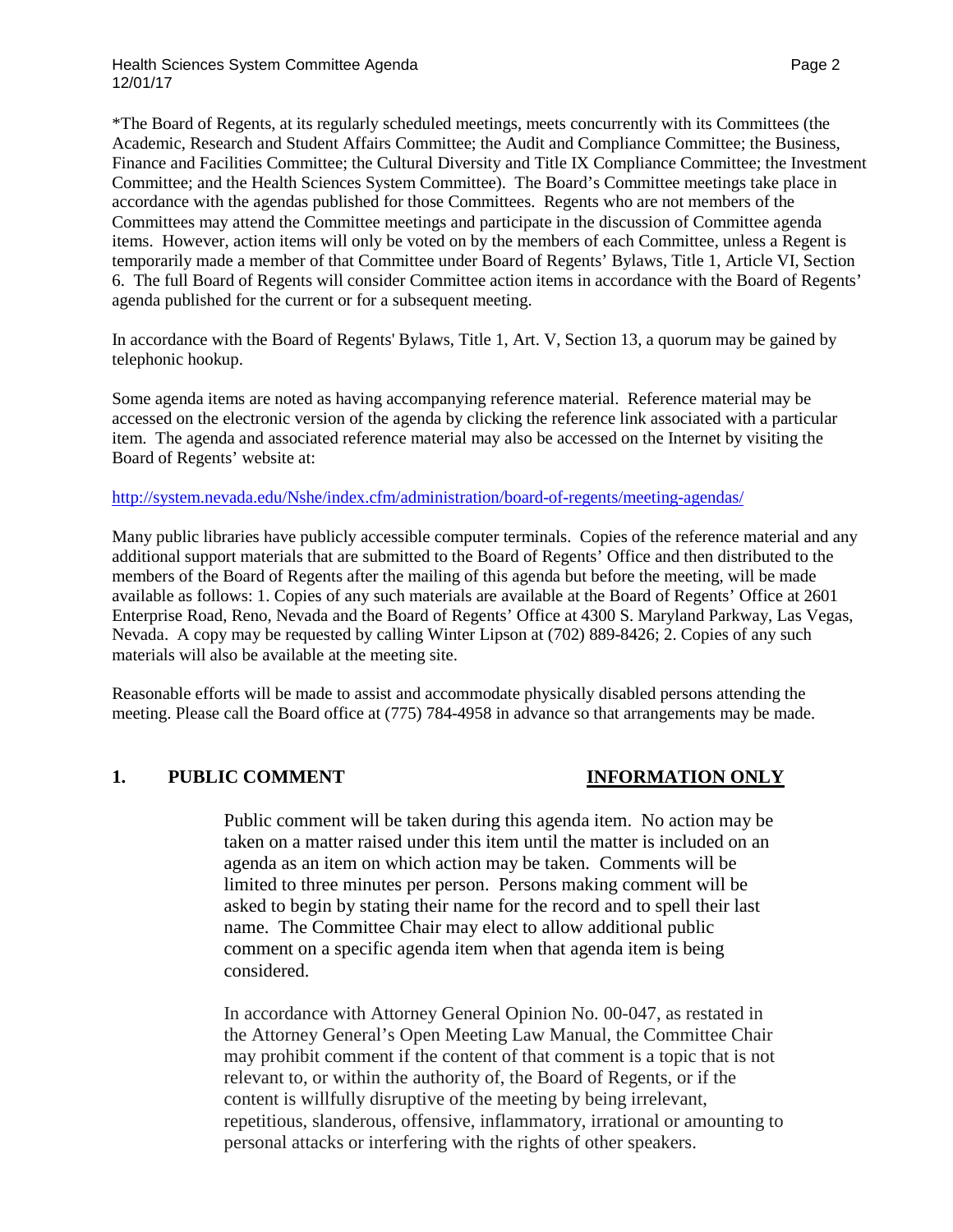*The Board of Regents, at its regularly scheduled meetings, meets concurrently with its Committees (the Academic, Research and Student Affairs Committee; the Audit and Compliance Committee; the Business, Finance and Facilities Committee; the Cultural Diversity and Title IX Compliance Committee; the Investment Committee; and the Health Sciences System Committee). The Board's Committee meetings take place in accordance with the agendas published for those Committees. Regents who are not members of the Committees may attend the Committee meetings and participate in the discussion of Committee agenda items. However, action items will only be voted on by the members of each Committee, unless a Regent is temporarily made a member of that Committee under Board of Regents' Bylaws, Title 1, Article VI, Section 6. The full Board of Regents will consider Committee action items in accordance with the Board of Regents' agenda published for the current or for a subsequent meeting.

In accordance with the Board of Regents' Bylaws, Title 1, Art. V, Section 13, a quorum may be gained by telephonic hookup.

Some agenda items are noted as having accompanying reference material. Reference material may be accessed on the electronic version of the agenda by clicking the reference link associated with a particular item. The agenda and associated reference material may also be accessed on the Internet by visiting the Board of Regents' website at:

http://system.nevada.edu/Nshe/index.cfm/administration/board-of-regents/meeting-agendas/

Many public libraries have publicly accessible computer terminals. Copies of the reference material and any additional support materials that are submitted to the Board of Regents' Office and then distributed to the members of the Board of Regents after the mailing of this agenda but before the meeting, will be made available as follows: 1. Copies of any such materials are available at the Board of Regents' Office at 2601 Enterprise Road, Reno, Nevada and the Board of Regents' Office at 4300 S. Maryland Parkway, Las Vegas, Nevada. A copy may be requested by calling Winter Lipson at (702) 889-8426; 2. Copies of any such materials will also be available at the meeting site.

Reasonable efforts will be made to assist and accommodate physically disabled persons attending the meeting. Please call the Board office at (775) 784-4958 in advance so that arrangements may be made.

## 1. PUBLIC COMMENT — INFORMATION ONLY

Public comment will be taken during this agenda item. No action may be taken on a matter raised under this item until the matter is included on an agenda as an item on which action may be taken. Comments will be limited to three minutes per person. Persons making comment will be asked to begin by stating their name for the record and to spell their last name. The Committee Chair may elect to allow additional public comment on a specific agenda item when that agenda item is being considered.

In accordance with Attorney General Opinion No. 00-047, as restated in the Attorney General's Open Meeting Law Manual, the Committee Chair may prohibit comment if the content of that comment is a topic that is not relevant to, or within the authority of, the Board of Regents, or if the content is willfully disruptive of the meeting by being irrelevant, repetitious, slanderous, offensive, inflammatory, irrational or amounting to personal attacks or interfering with the rights of other speakers.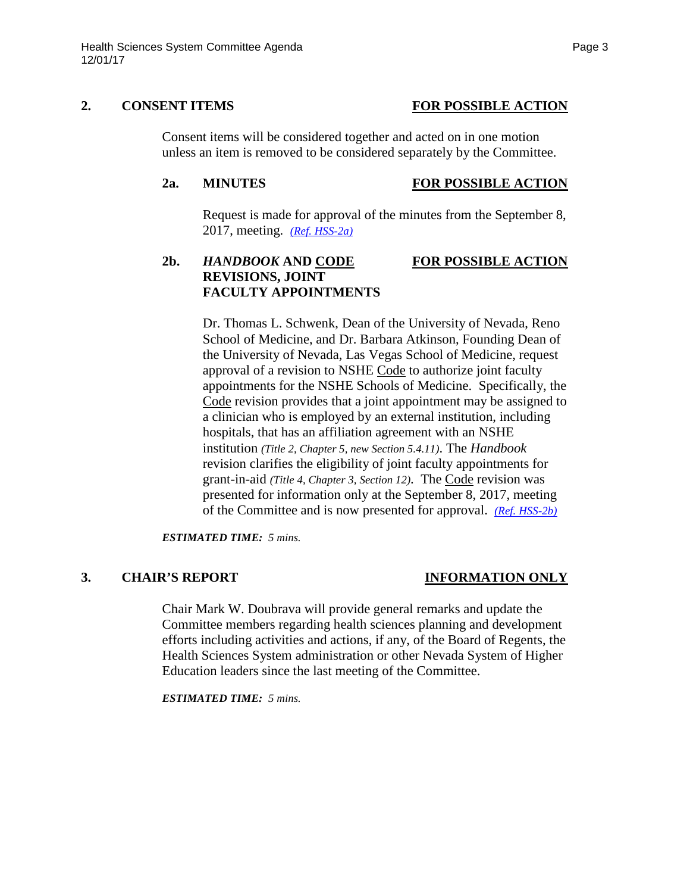## 2. CONSENT ITEMS — FOR POSSIBLE ACTION

Consent items will be considered together and acted on in one motion unless an item is removed to be considered separately by the Committee.

### 2a. MINUTES — FOR POSSIBLE ACTION

Request is made for approval of the minutes from the September 8, 2017, meeting. *(Ref. HSS-2a)*

### 2b. *HANDBOOK* AND CODE REVISIONS, JOINT FACULTY APPOINTMENTS — FOR POSSIBLE ACTION

Dr. Thomas L. Schwenk, Dean of the University of Nevada, Reno School of Medicine, and Dr. Barbara Atkinson, Founding Dean of the University of Nevada, Las Vegas School of Medicine, request approval of a revision to NSHE Code to authorize joint faculty appointments for the NSHE Schools of Medicine. Specifically, the Code revision provides that a joint appointment may be assigned to a clinician who is employed by an external institution, including hospitals, that has an affiliation agreement with an NSHE institution *(Title 2, Chapter 5, new Section 5.4.11)*. The *Handbook* revision clarifies the eligibility of joint faculty appointments for grant-in-aid *(Title 4, Chapter 3, Section 12)*. The Code revision was presented for information only at the September 8, 2017, meeting of the Committee and is now presented for approval. *(Ref. HSS-2b)*

***ESTIMATED TIME:*** *5 mins.*

## 3. CHAIR'S REPORT — INFORMATION ONLY

Chair Mark W. Doubrava will provide general remarks and update the Committee members regarding health sciences planning and development efforts including activities and actions, if any, of the Board of Regents, the Health Sciences System administration or other Nevada System of Higher Education leaders since the last meeting of the Committee.

***ESTIMATED TIME:*** *5 mins.*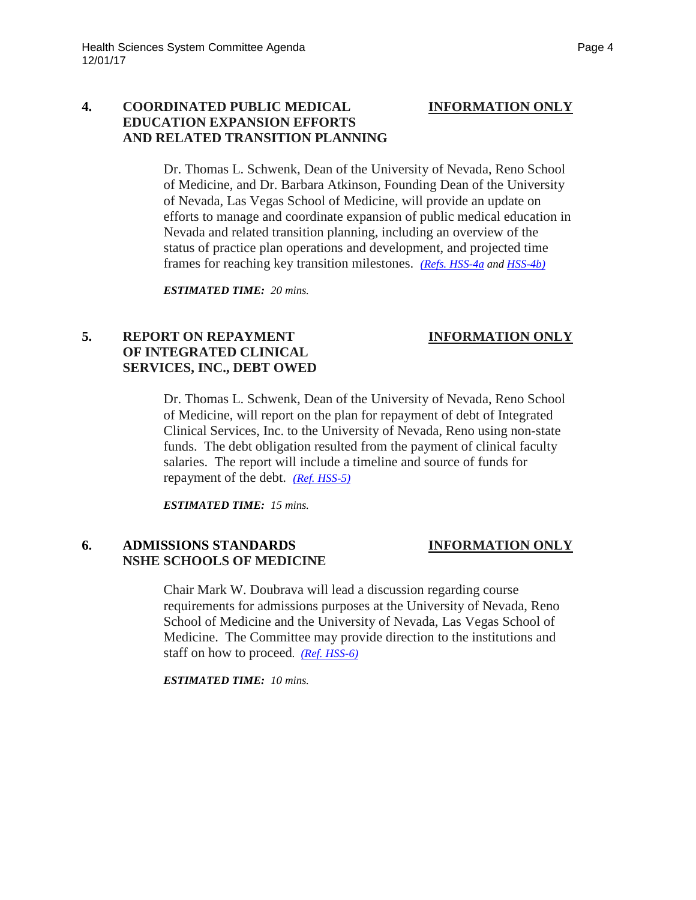**4. COORDINATED PUBLIC MEDICAL EDUCATION EXPANSION EFFORTS AND RELATED TRANSITION PLANNING** **INFORMATION ONLY**

Dr. Thomas L. Schwenk, Dean of the University of Nevada, Reno School of Medicine, and Dr. Barbara Atkinson, Founding Dean of the University of Nevada, Las Vegas School of Medicine, will provide an update on efforts to manage and coordinate expansion of public medical education in Nevada and related transition planning, including an overview of the status of practice plan operations and development, and projected time frames for reaching key transition milestones. *(Refs. HSS-4a and HSS-4b)*

***ESTIMATED TIME:*** *20 mins.*

**5. REPORT ON REPAYMENT OF INTEGRATED CLINICAL SERVICES, INC., DEBT OWED** **INFORMATION ONLY**

Dr. Thomas L. Schwenk, Dean of the University of Nevada, Reno School of Medicine, will report on the plan for repayment of debt of Integrated Clinical Services, Inc. to the University of Nevada, Reno using non-state funds. The debt obligation resulted from the payment of clinical faculty salaries. The report will include a timeline and source of funds for repayment of the debt. *(Ref. HSS-5)*

***ESTIMATED TIME:*** *15 mins.*

**6. ADMISSIONS STANDARDS NSHE SCHOOLS OF MEDICINE** **INFORMATION ONLY**

Chair Mark W. Doubrava will lead a discussion regarding course requirements for admissions purposes at the University of Nevada, Reno School of Medicine and the University of Nevada, Las Vegas School of Medicine. The Committee may provide direction to the institutions and staff on how to proceed*. (Ref. HSS-6)*

***ESTIMATED TIME:*** *10 mins.*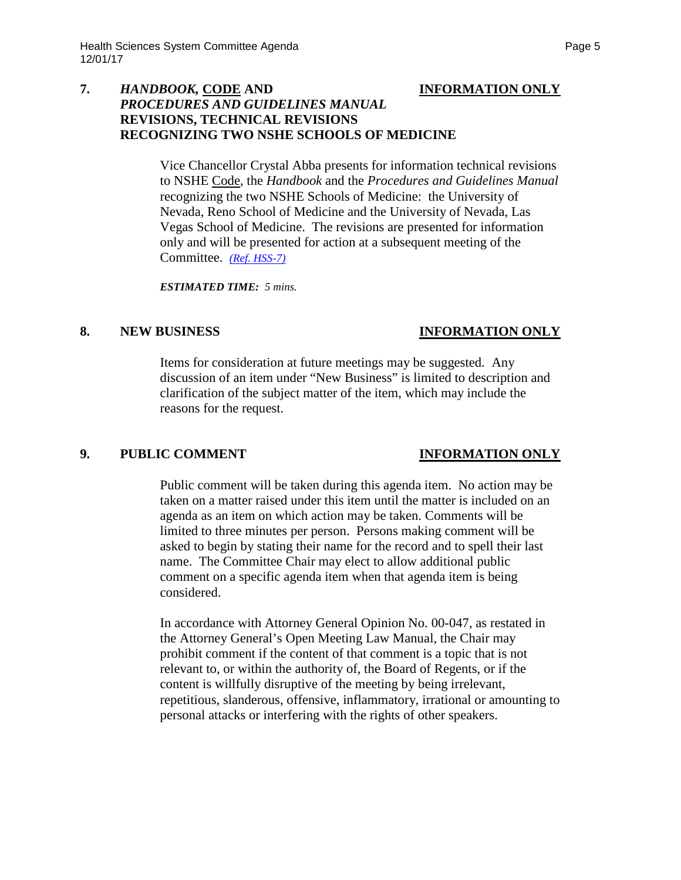## 7. *HANDBOOK,* CODE AND *PROCEDURES AND GUIDELINES MANUAL* REVISIONS, TECHNICAL REVISIONS RECOGNIZING TWO NSHE SCHOOLS OF MEDICINE — INFORMATION ONLY

Vice Chancellor Crystal Abba presents for information technical revisions to NSHE Code, the *Handbook* and the *Procedures and Guidelines Manual* recognizing the two NSHE Schools of Medicine: the University of Nevada, Reno School of Medicine and the University of Nevada, Las Vegas School of Medicine. The revisions are presented for information only and will be presented for action at a subsequent meeting of the Committee. *(Ref. HSS-7)*

***ESTIMATED TIME:*** *5 mins.*

## 8. NEW BUSINESS — INFORMATION ONLY

Items for consideration at future meetings may be suggested. Any discussion of an item under "New Business" is limited to description and clarification of the subject matter of the item, which may include the reasons for the request.

## 9. PUBLIC COMMENT — INFORMATION ONLY

Public comment will be taken during this agenda item. No action may be taken on a matter raised under this item until the matter is included on an agenda as an item on which action may be taken. Comments will be limited to three minutes per person. Persons making comment will be asked to begin by stating their name for the record and to spell their last name. The Committee Chair may elect to allow additional public comment on a specific agenda item when that agenda item is being considered.

In accordance with Attorney General Opinion No. 00-047, as restated in the Attorney General's Open Meeting Law Manual, the Chair may prohibit comment if the content of that comment is a topic that is not relevant to, or within the authority of, the Board of Regents, or if the content is willfully disruptive of the meeting by being irrelevant, repetitious, slanderous, offensive, inflammatory, irrational or amounting to personal attacks or interfering with the rights of other speakers.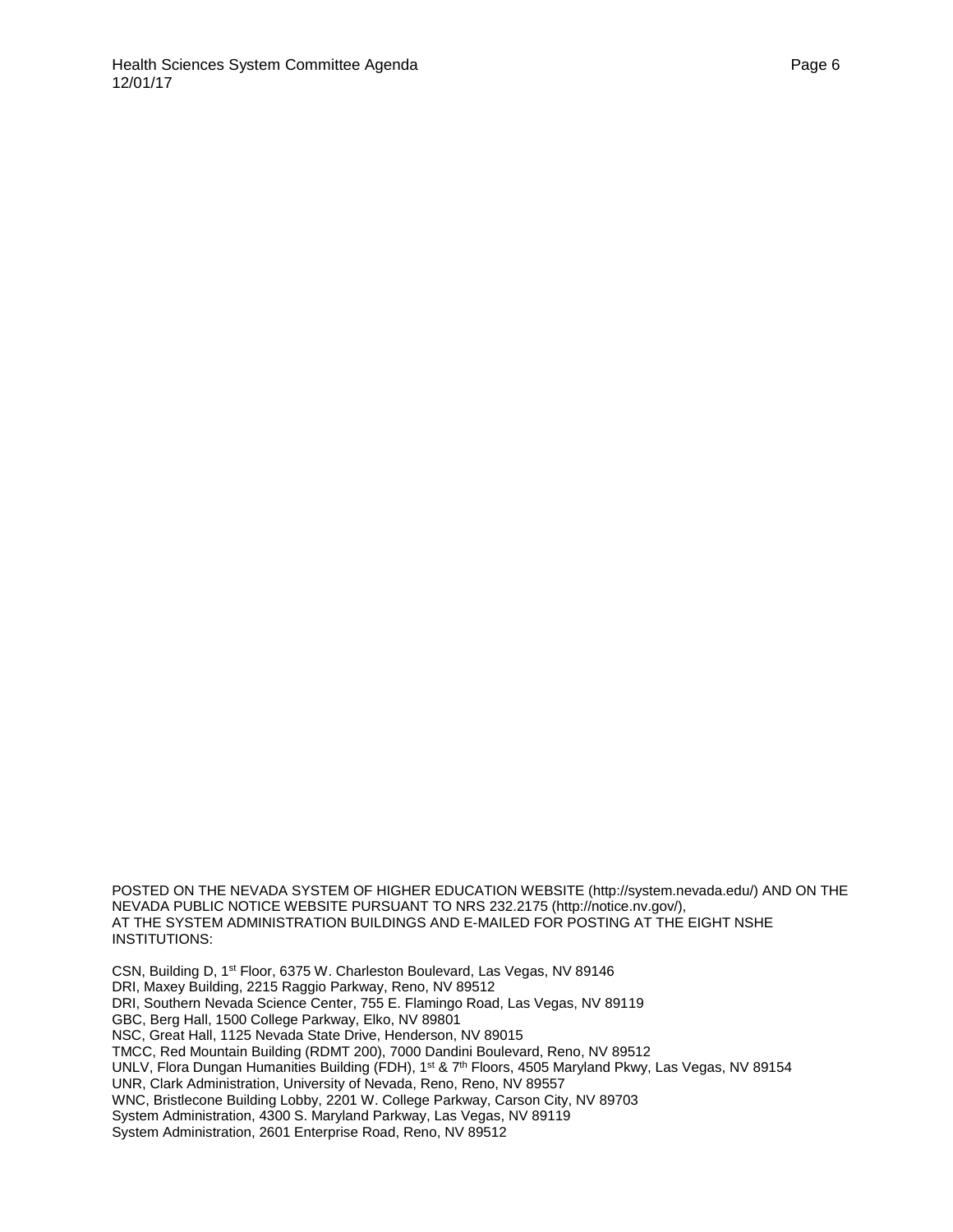POSTED ON THE NEVADA SYSTEM OF HIGHER EDUCATION WEBSITE (http://system.nevada.edu/) AND ON THE NEVADA PUBLIC NOTICE WEBSITE PURSUANT TO NRS 232.2175 (http://notice.nv.gov/), AT THE SYSTEM ADMINISTRATION BUILDINGS AND E-MAILED FOR POSTING AT THE EIGHT NSHE INSTITUTIONS:

CSN, Building D, 1st Floor, 6375 W. Charleston Boulevard, Las Vegas, NV 89146
DRI, Maxey Building, 2215 Raggio Parkway, Reno, NV 89512
DRI, Southern Nevada Science Center, 755 E. Flamingo Road, Las Vegas, NV 89119
GBC, Berg Hall, 1500 College Parkway, Elko, NV 89801
NSC, Great Hall, 1125 Nevada State Drive, Henderson, NV 89015
TMCC, Red Mountain Building (RDMT 200), 7000 Dandini Boulevard, Reno, NV 89512
UNLV, Flora Dungan Humanities Building (FDH), 1st & 7th Floors, 4505 Maryland Pkwy, Las Vegas, NV 89154
UNR, Clark Administration, University of Nevada, Reno, Reno, NV 89557
WNC, Bristlecone Building Lobby, 2201 W. College Parkway, Carson City, NV 89703
System Administration, 4300 S. Maryland Parkway, Las Vegas, NV 89119
System Administration, 2601 Enterprise Road, Reno, NV 89512